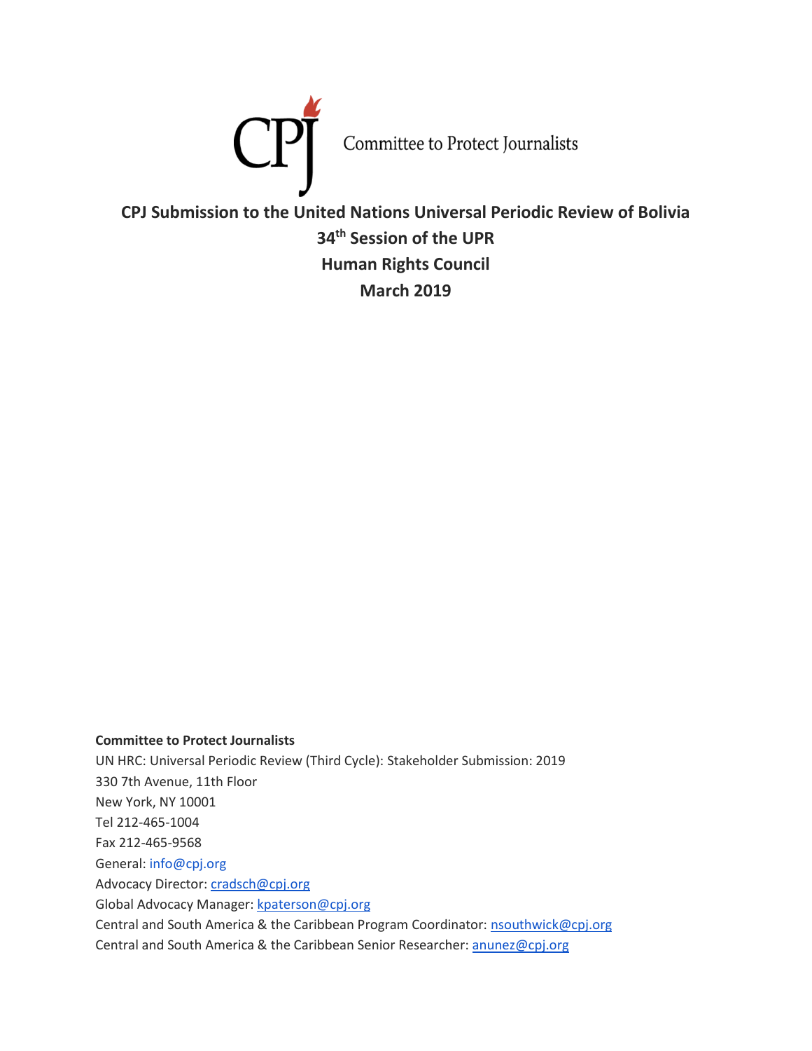CPJ Committee to Protect Journalists

# CPJ Submission to the United Nations Universal Periodic Review of Bolivia

## 34th Session of the UPR

## Human Rights Council

## March 2019

**Committee to Protect Journalists**

UN HRC: Universal Periodic Review (Third Cycle): Stakeholder Submission: 2019

330 7th Avenue, 11th Floor

New York, NY 10001

Tel 212-465-1004

Fax 212-465-9568

General: info@cpj.org

Advocacy Director: cradsch@cpj.org

Global Advocacy Manager: kpaterson@cpj.org

Central and South America & the Caribbean Program Coordinator: nsouthwick@cpj.org

Central and South America & the Caribbean Senior Researcher: anunez@cpj.org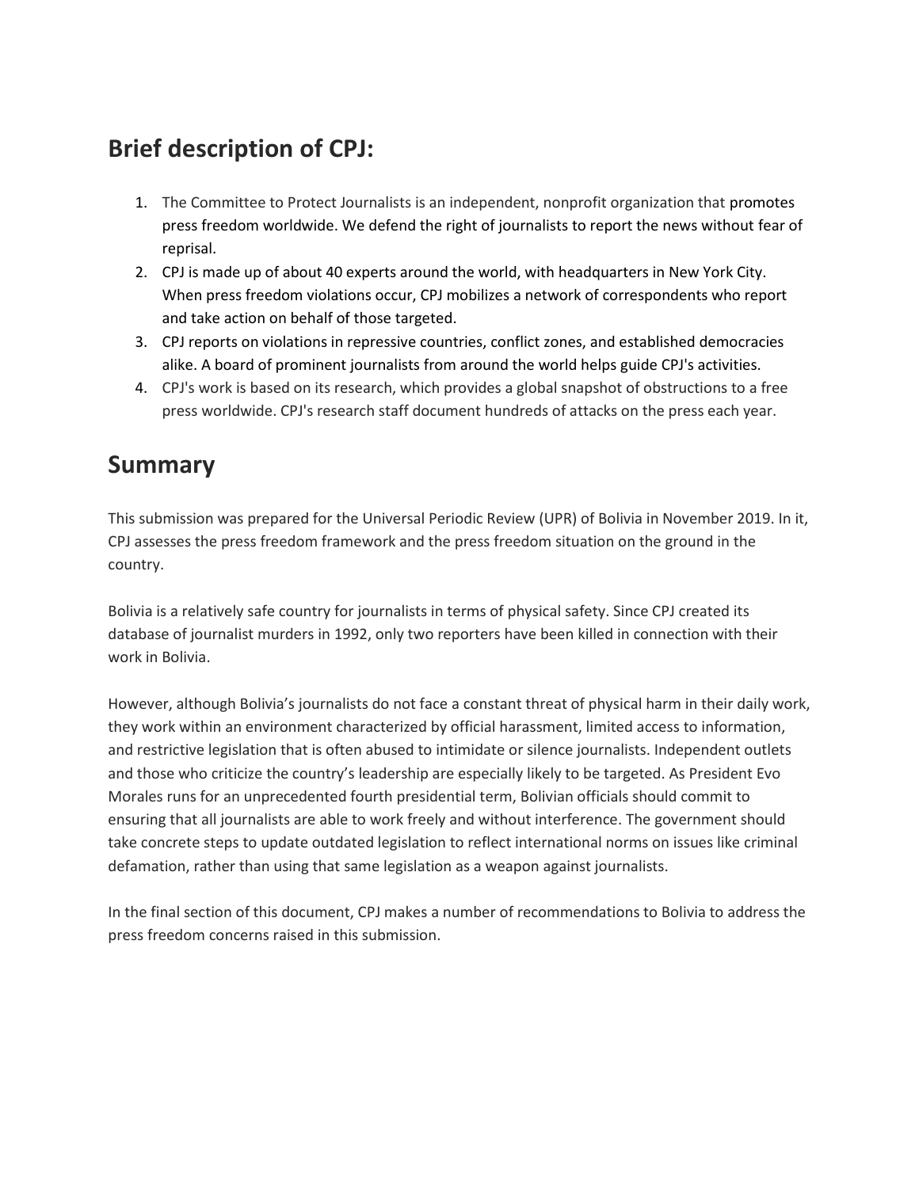## Brief description of CPJ:

1. The Committee to Protect Journalists is an independent, nonprofit organization that promotes press freedom worldwide. We defend the right of journalists to report the news without fear of reprisal.
2. CPJ is made up of about 40 experts around the world, with headquarters in New York City. When press freedom violations occur, CPJ mobilizes a network of correspondents who report and take action on behalf of those targeted.
3. CPJ reports on violations in repressive countries, conflict zones, and established democracies alike. A board of prominent journalists from around the world helps guide CPJ's activities.
4. CPJ's work is based on its research, which provides a global snapshot of obstructions to a free press worldwide. CPJ's research staff document hundreds of attacks on the press each year.

## Summary

This submission was prepared for the Universal Periodic Review (UPR) of Bolivia in November 2019. In it, CPJ assesses the press freedom framework and the press freedom situation on the ground in the country.

Bolivia is a relatively safe country for journalists in terms of physical safety. Since CPJ created its database of journalist murders in 1992, only two reporters have been killed in connection with their work in Bolivia.

However, although Bolivia's journalists do not face a constant threat of physical harm in their daily work, they work within an environment characterized by official harassment, limited access to information, and restrictive legislation that is often abused to intimidate or silence journalists. Independent outlets and those who criticize the country's leadership are especially likely to be targeted. As President Evo Morales runs for an unprecedented fourth presidential term, Bolivian officials should commit to ensuring that all journalists are able to work freely and without interference. The government should take concrete steps to update outdated legislation to reflect international norms on issues like criminal defamation, rather than using that same legislation as a weapon against journalists.

In the final section of this document, CPJ makes a number of recommendations to Bolivia to address the press freedom concerns raised in this submission.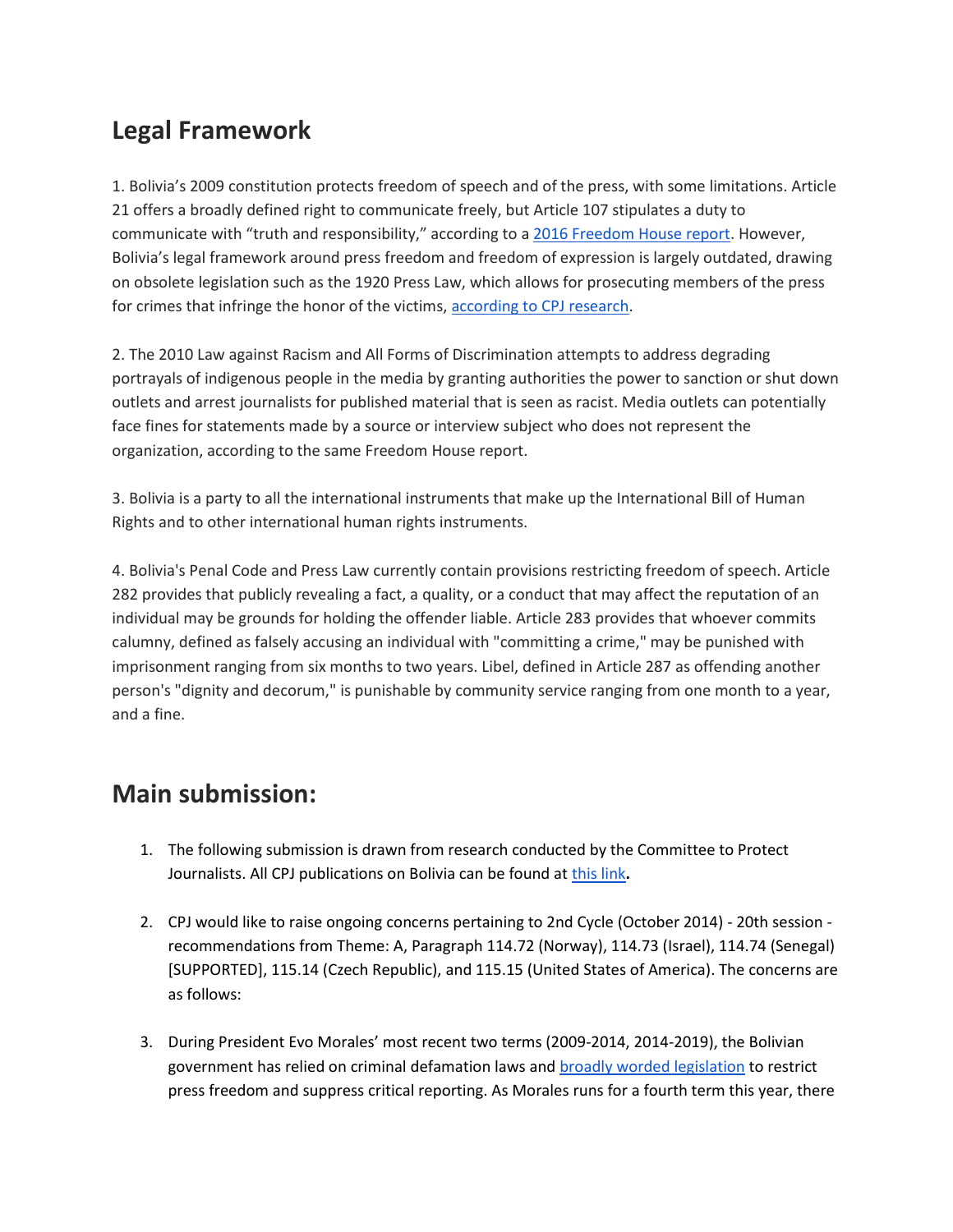## Legal Framework

1. Bolivia's 2009 constitution protects freedom of speech and of the press, with some limitations. Article 21 offers a broadly defined right to communicate freely, but Article 107 stipulates a duty to communicate with "truth and responsibility," according to a [2016 Freedom House report](). However, Bolivia's legal framework around press freedom and freedom of expression is largely outdated, drawing on obsolete legislation such as the 1920 Press Law, which allows for prosecuting members of the press for crimes that infringe the honor of the victims, [according to CPJ research]().

2. The 2010 Law against Racism and All Forms of Discrimination attempts to address degrading portrayals of indigenous people in the media by granting authorities the power to sanction or shut down outlets and arrest journalists for published material that is seen as racist. Media outlets can potentially face fines for statements made by a source or interview subject who does not represent the organization, according to the same Freedom House report.

3. Bolivia is a party to all the international instruments that make up the International Bill of Human Rights and to other international human rights instruments.

4. Bolivia's Penal Code and Press Law currently contain provisions restricting freedom of speech. Article 282 provides that publicly revealing a fact, a quality, or a conduct that may affect the reputation of an individual may be grounds for holding the offender liable. Article 283 provides that whoever commits calumny, defined as falsely accusing an individual with "committing a crime," may be punished with imprisonment ranging from six months to two years. Libel, defined in Article 287 as offending another person's "dignity and decorum," is punishable by community service ranging from one month to a year, and a fine.

## Main submission:

1. The following submission is drawn from research conducted by the Committee to Protect Journalists. All CPJ publications on Bolivia can be found at [this link]()**.**

2. CPJ would like to raise ongoing concerns pertaining to 2nd Cycle (October 2014) - 20th session - recommendations from Theme: A, Paragraph 114.72 (Norway), 114.73 (Israel), 114.74 (Senegal) [SUPPORTED], 115.14 (Czech Republic), and 115.15 (United States of America). The concerns are as follows:

3. During President Evo Morales' most recent two terms (2009-2014, 2014-2019), the Bolivian government has relied on criminal defamation laws and [broadly worded legislation]() to restrict press freedom and suppress critical reporting. As Morales runs for a fourth term this year, there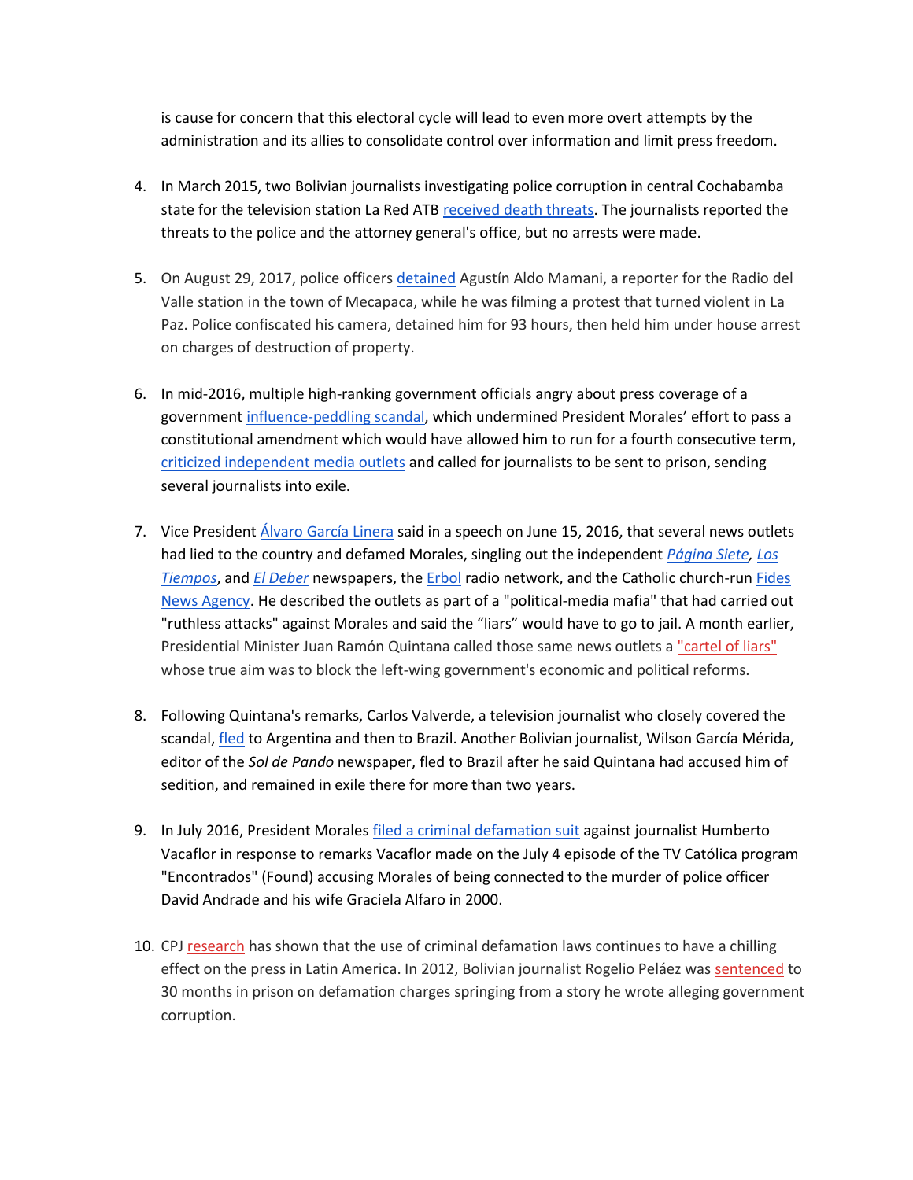is cause for concern that this electoral cycle will lead to even more overt attempts by the administration and its allies to consolidate control over information and limit press freedom.

4. In March 2015, two Bolivian journalists investigating police corruption in central Cochabamba state for the television station La Red ATB received death threats. The journalists reported the threats to the police and the attorney general's office, but no arrests were made.

5. On August 29, 2017, police officers detained Agustín Aldo Mamani, a reporter for the Radio del Valle station in the town of Mecapaca, while he was filming a protest that turned violent in La Paz. Police confiscated his camera, detained him for 93 hours, then held him under house arrest on charges of destruction of property.

6. In mid-2016, multiple high-ranking government officials angry about press coverage of a government influence-peddling scandal, which undermined President Morales' effort to pass a constitutional amendment which would have allowed him to run for a fourth consecutive term, criticized independent media outlets and called for journalists to be sent to prison, sending several journalists into exile.

7. Vice President Álvaro García Linera said in a speech on June 15, 2016, that several news outlets had lied to the country and defamed Morales, singling out the independent *Página Siete*, *Los Tiempos*, and *El Deber* newspapers, the Erbol radio network, and the Catholic church-run Fides News Agency. He described the outlets as part of a "political-media mafia" that had carried out "ruthless attacks" against Morales and said the "liars" would have to go to jail. A month earlier, Presidential Minister Juan Ramón Quintana called those same news outlets a "cartel of liars" whose true aim was to block the left-wing government's economic and political reforms.

8. Following Quintana's remarks, Carlos Valverde, a television journalist who closely covered the scandal, fled to Argentina and then to Brazil. Another Bolivian journalist, Wilson García Mérida, editor of the *Sol de Pando* newspaper, fled to Brazil after he said Quintana had accused him of sedition, and remained in exile there for more than two years.

9. In July 2016, President Morales filed a criminal defamation suit against journalist Humberto Vacaflor in response to remarks Vacaflor made on the July 4 episode of the TV Católica program "Encontrados" (Found) accusing Morales of being connected to the murder of police officer David Andrade and his wife Graciela Alfaro in 2000.

10. CPJ research has shown that the use of criminal defamation laws continues to have a chilling effect on the press in Latin America. In 2012, Bolivian journalist Rogelio Peláez was sentenced to 30 months in prison on defamation charges springing from a story he wrote alleging government corruption.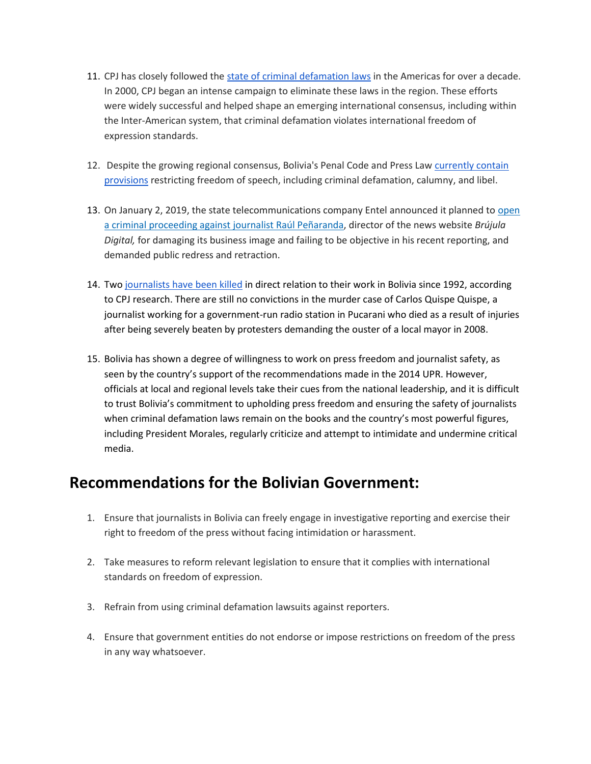11. CPJ has closely followed the [state of criminal defamation laws] in the Americas for over a decade. In 2000, CPJ began an intense campaign to eliminate these laws in the region. These efforts were widely successful and helped shape an emerging international consensus, including within the Inter-American system, that criminal defamation violates international freedom of expression standards.

12. Despite the growing regional consensus, Bolivia's Penal Code and Press Law currently contain provisions restricting freedom of speech, including criminal defamation, calumny, and libel.

13. On January 2, 2019, the state telecommunications company Entel announced it planned to open a criminal proceeding against journalist Raúl Peñaranda, director of the news website *Brújula Digital,* for damaging its business image and failing to be objective in his recent reporting, and demanded public redress and retraction.

14. Two journalists have been killed in direct relation to their work in Bolivia since 1992, according to CPJ research. There are still no convictions in the murder case of Carlos Quispe Quispe, a journalist working for a government-run radio station in Pucarani who died as a result of injuries after being severely beaten by protesters demanding the ouster of a local mayor in 2008.

15. Bolivia has shown a degree of willingness to work on press freedom and journalist safety, as seen by the country's support of the recommendations made in the 2014 UPR. However, officials at local and regional levels take their cues from the national leadership, and it is difficult to trust Bolivia's commitment to upholding press freedom and ensuring the safety of journalists when criminal defamation laws remain on the books and the country's most powerful figures, including President Morales, regularly criticize and attempt to intimidate and undermine critical media.

## Recommendations for the Bolivian Government:

1. Ensure that journalists in Bolivia can freely engage in investigative reporting and exercise their right to freedom of the press without facing intimidation or harassment.

2. Take measures to reform relevant legislation to ensure that it complies with international standards on freedom of expression.

3. Refrain from using criminal defamation lawsuits against reporters.

4. Ensure that government entities do not endorse or impose restrictions on freedom of the press in any way whatsoever.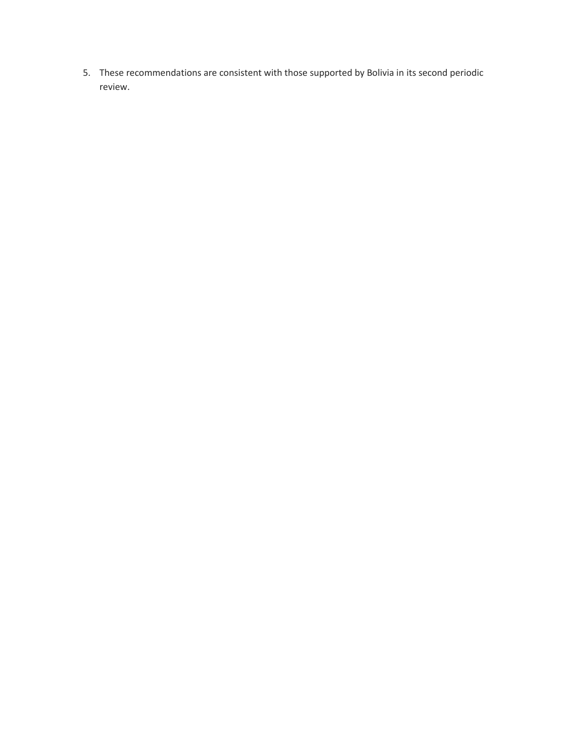5. These recommendations are consistent with those supported by Bolivia in its second periodic review.